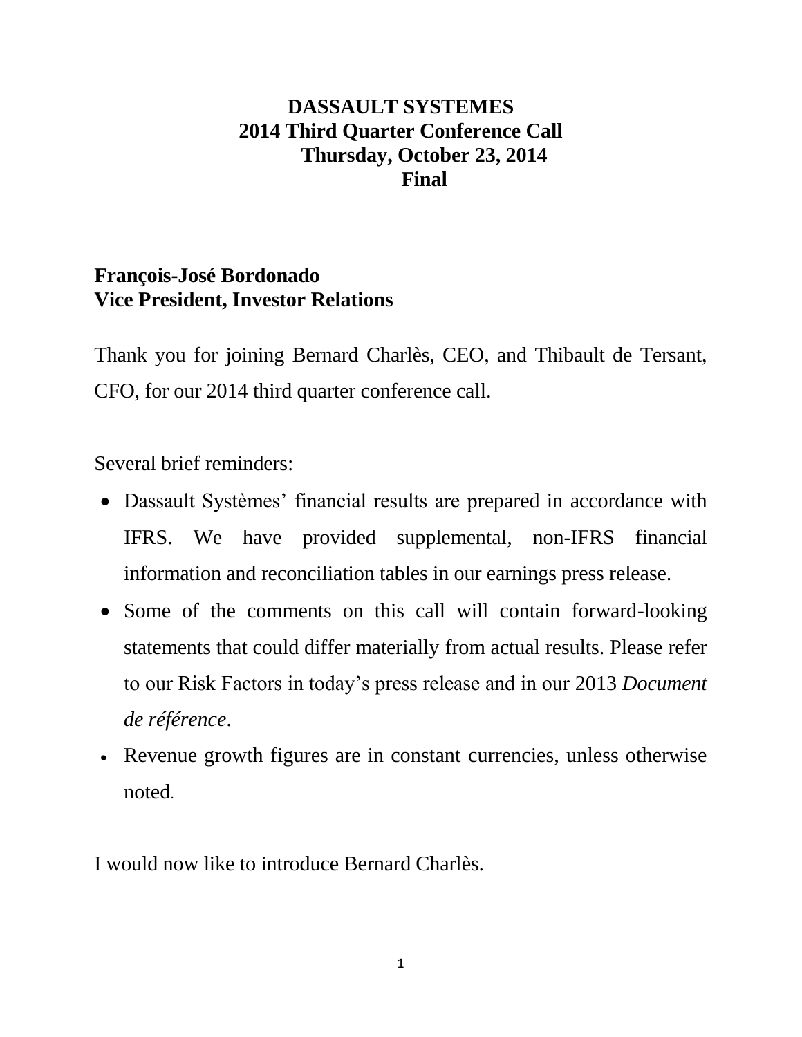# DASSAULT SYSTEMES
## 2014 Third Quarter Conference Call
## Thursday, October 23, 2014
## Final

**François-José Bordonado**
**Vice President, Investor Relations**

Thank you for joining Bernard Charlès, CEO, and Thibault de Tersant, CFO, for our 2014 third quarter conference call.

Several brief reminders:

- Dassault Systèmes' financial results are prepared in accordance with IFRS. We have provided supplemental, non-IFRS financial information and reconciliation tables in our earnings press release.
- Some of the comments on this call will contain forward-looking statements that could differ materially from actual results. Please refer to our Risk Factors in today's press release and in our 2013 *Document de référence*.
- Revenue growth figures are in constant currencies, unless otherwise noted.

I would now like to introduce Bernard Charlès.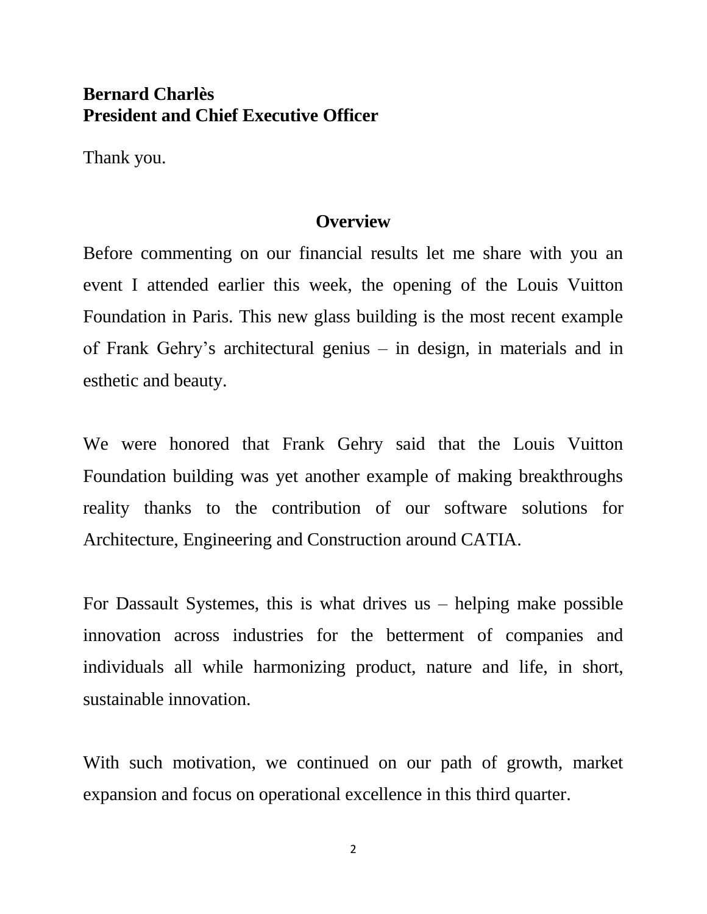**Bernard Charlès**
**President and Chief Executive Officer**

Thank you.

## Overview

Before commenting on our financial results let me share with you an event I attended earlier this week, the opening of the Louis Vuitton Foundation in Paris. This new glass building is the most recent example of Frank Gehry's architectural genius – in design, in materials and in esthetic and beauty.

We were honored that Frank Gehry said that the Louis Vuitton Foundation building was yet another example of making breakthroughs reality thanks to the contribution of our software solutions for Architecture, Engineering and Construction around CATIA.

For Dassault Systemes, this is what drives us – helping make possible innovation across industries for the betterment of companies and individuals all while harmonizing product, nature and life, in short, sustainable innovation.

With such motivation, we continued on our path of growth, market expansion and focus on operational excellence in this third quarter.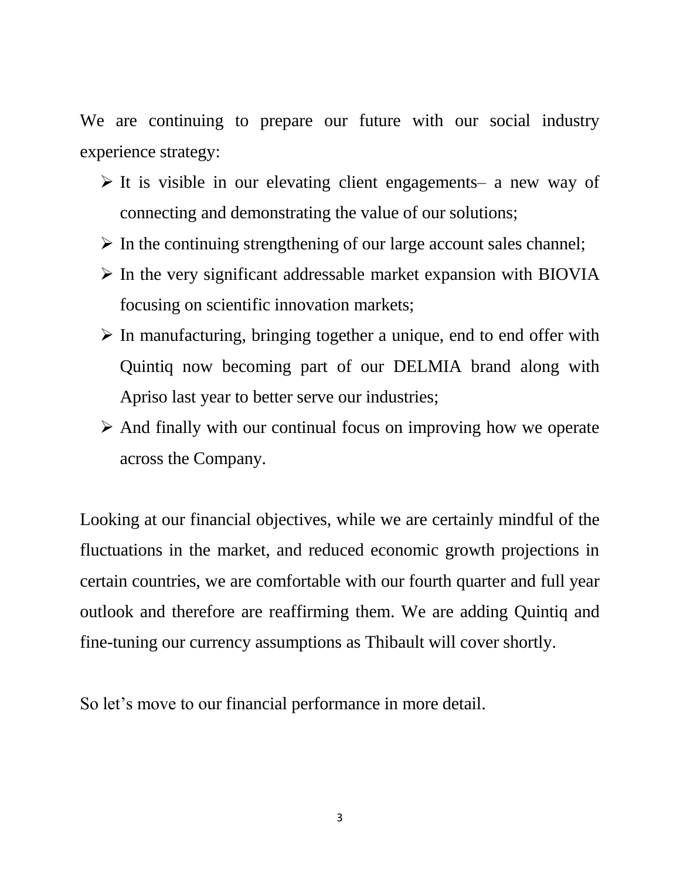We are continuing to prepare our future with our social industry experience strategy:

- It is visible in our elevating client engagements– a new way of connecting and demonstrating the value of our solutions;
- In the continuing strengthening of our large account sales channel;
- In the very significant addressable market expansion with BIOVIA focusing on scientific innovation markets;
- In manufacturing, bringing together a unique, end to end offer with Quintiq now becoming part of our DELMIA brand along with Apriso last year to better serve our industries;
- And finally with our continual focus on improving how we operate across the Company.

Looking at our financial objectives, while we are certainly mindful of the fluctuations in the market, and reduced economic growth projections in certain countries, we are comfortable with our fourth quarter and full year outlook and therefore are reaffirming them. We are adding Quintiq and fine-tuning our currency assumptions as Thibault will cover shortly.

So let's move to our financial performance in more detail.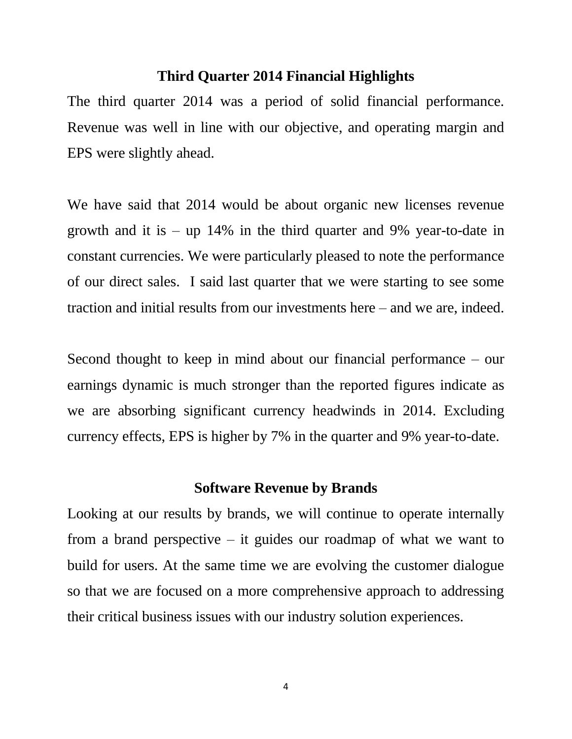## Third Quarter 2014 Financial Highlights

The third quarter 2014 was a period of solid financial performance. Revenue was well in line with our objective, and operating margin and EPS were slightly ahead.

We have said that 2014 would be about organic new licenses revenue growth and it is – up 14% in the third quarter and 9% year-to-date in constant currencies. We were particularly pleased to note the performance of our direct sales. I said last quarter that we were starting to see some traction and initial results from our investments here – and we are, indeed.

Second thought to keep in mind about our financial performance – our earnings dynamic is much stronger than the reported figures indicate as we are absorbing significant currency headwinds in 2014. Excluding currency effects, EPS is higher by 7% in the quarter and 9% year-to-date.

## Software Revenue by Brands

Looking at our results by brands, we will continue to operate internally from a brand perspective – it guides our roadmap of what we want to build for users. At the same time we are evolving the customer dialogue so that we are focused on a more comprehensive approach to addressing their critical business issues with our industry solution experiences.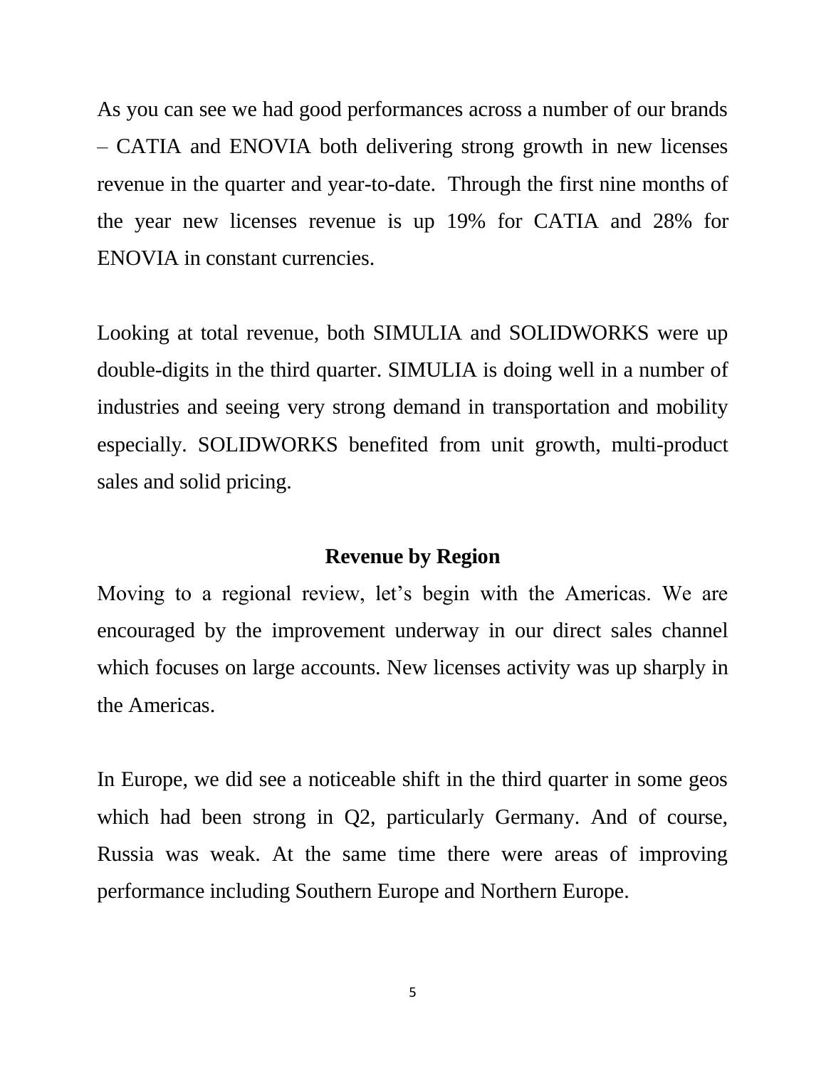As you can see we had good performances across a number of our brands – CATIA and ENOVIA both delivering strong growth in new licenses revenue in the quarter and year-to-date. Through the first nine months of the year new licenses revenue is up 19% for CATIA and 28% for ENOVIA in constant currencies.

Looking at total revenue, both SIMULIA and SOLIDWORKS were up double-digits in the third quarter. SIMULIA is doing well in a number of industries and seeing very strong demand in transportation and mobility especially. SOLIDWORKS benefited from unit growth, multi-product sales and solid pricing.

## Revenue by Region

Moving to a regional review, let's begin with the Americas. We are encouraged by the improvement underway in our direct sales channel which focuses on large accounts. New licenses activity was up sharply in the Americas.

In Europe, we did see a noticeable shift in the third quarter in some geos which had been strong in Q2, particularly Germany. And of course, Russia was weak. At the same time there were areas of improving performance including Southern Europe and Northern Europe.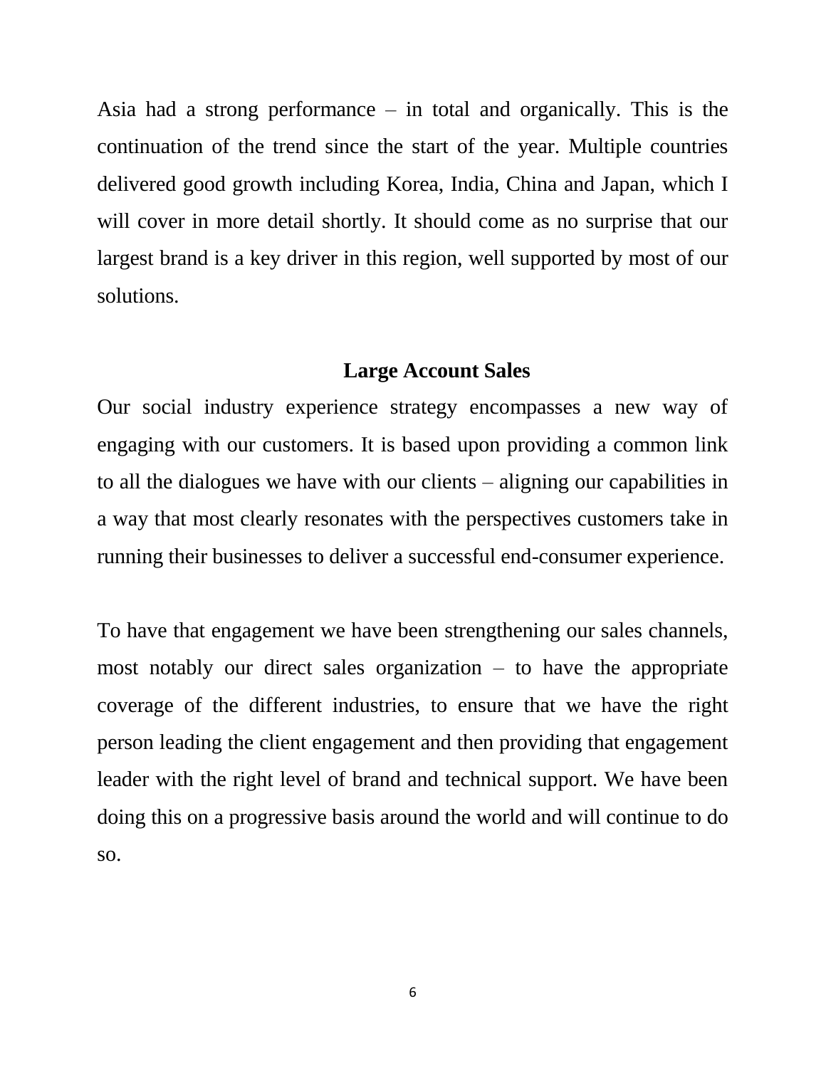Asia had a strong performance – in total and organically. This is the continuation of the trend since the start of the year. Multiple countries delivered good growth including Korea, India, China and Japan, which I will cover in more detail shortly. It should come as no surprise that our largest brand is a key driver in this region, well supported by most of our solutions.

## Large Account Sales

Our social industry experience strategy encompasses a new way of engaging with our customers. It is based upon providing a common link to all the dialogues we have with our clients – aligning our capabilities in a way that most clearly resonates with the perspectives customers take in running their businesses to deliver a successful end-consumer experience.

To have that engagement we have been strengthening our sales channels, most notably our direct sales organization – to have the appropriate coverage of the different industries, to ensure that we have the right person leading the client engagement and then providing that engagement leader with the right level of brand and technical support. We have been doing this on a progressive basis around the world and will continue to do so.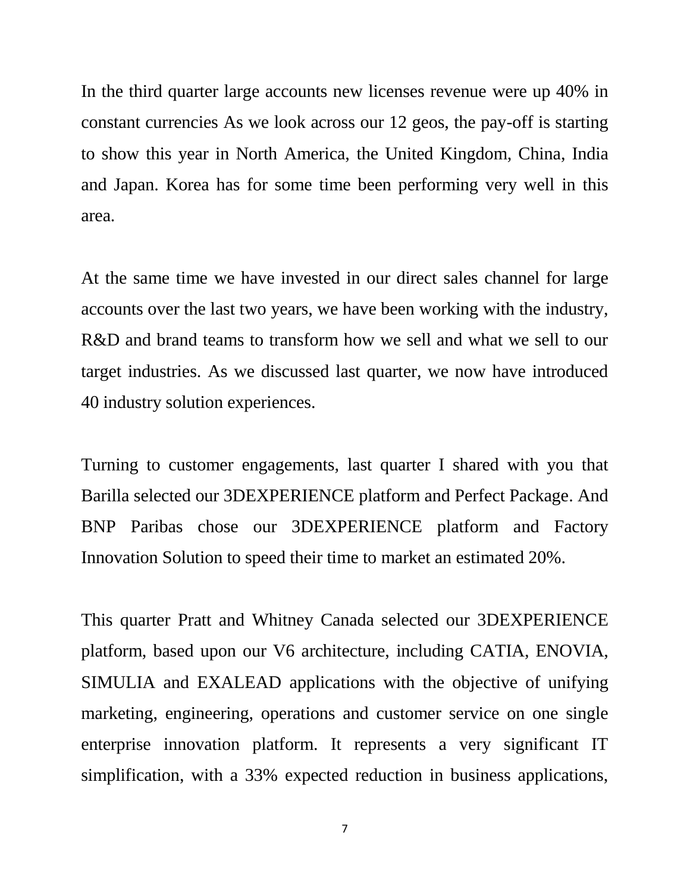In the third quarter large accounts new licenses revenue were up 40% in constant currencies As we look across our 12 geos, the pay-off is starting to show this year in North America, the United Kingdom, China, India and Japan. Korea has for some time been performing very well in this area.

At the same time we have invested in our direct sales channel for large accounts over the last two years, we have been working with the industry, R&D and brand teams to transform how we sell and what we sell to our target industries. As we discussed last quarter, we now have introduced 40 industry solution experiences.

Turning to customer engagements, last quarter I shared with you that Barilla selected our 3DEXPERIENCE platform and Perfect Package. And BNP Paribas chose our 3DEXPERIENCE platform and Factory Innovation Solution to speed their time to market an estimated 20%.

This quarter Pratt and Whitney Canada selected our 3DEXPERIENCE platform, based upon our V6 architecture, including CATIA, ENOVIA, SIMULIA and EXALEAD applications with the objective of unifying marketing, engineering, operations and customer service on one single enterprise innovation platform. It represents a very significant IT simplification, with a 33% expected reduction in business applications,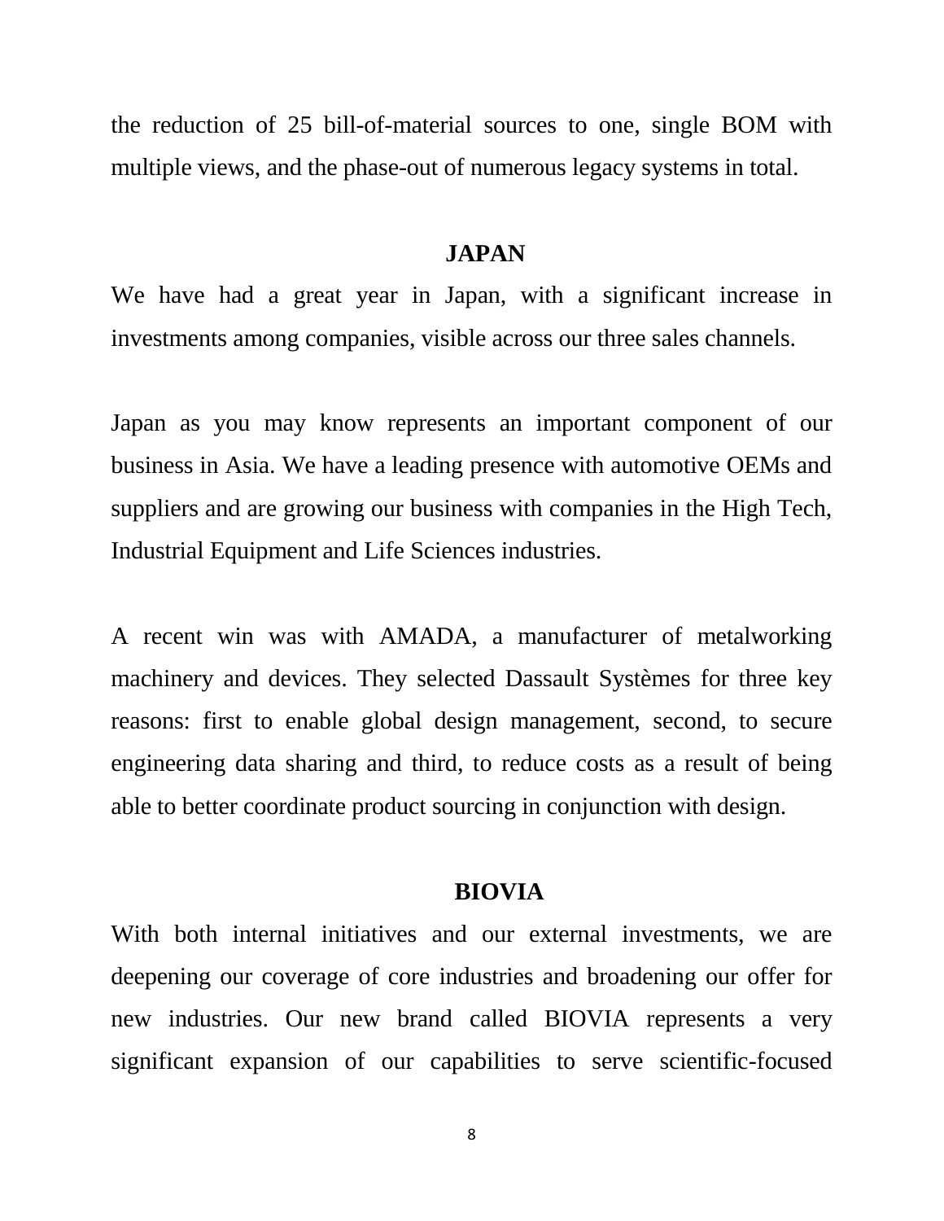the reduction of 25 bill-of-material sources to one, single BOM with multiple views, and the phase-out of numerous legacy systems in total.

## JAPAN

We have had a great year in Japan, with a significant increase in investments among companies, visible across our three sales channels.

Japan as you may know represents an important component of our business in Asia. We have a leading presence with automotive OEMs and suppliers and are growing our business with companies in the High Tech, Industrial Equipment and Life Sciences industries.

A recent win was with AMADA, a manufacturer of metalworking machinery and devices. They selected Dassault Systèmes for three key reasons: first to enable global design management, second, to secure engineering data sharing and third, to reduce costs as a result of being able to better coordinate product sourcing in conjunction with design.

## BIOVIA

With both internal initiatives and our external investments, we are deepening our coverage of core industries and broadening our offer for new industries. Our new brand called BIOVIA represents a very significant expansion of our capabilities to serve scientific-focused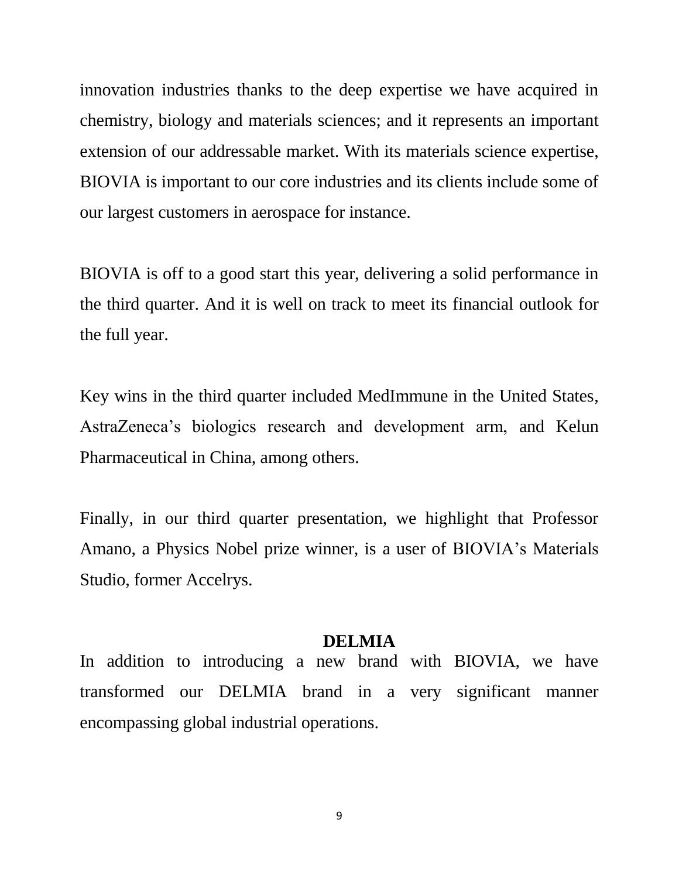innovation industries thanks to the deep expertise we have acquired in chemistry, biology and materials sciences; and it represents an important extension of our addressable market. With its materials science expertise, BIOVIA is important to our core industries and its clients include some of our largest customers in aerospace for instance.

BIOVIA is off to a good start this year, delivering a solid performance in the third quarter. And it is well on track to meet its financial outlook for the full year.

Key wins in the third quarter included MedImmune in the United States, AstraZeneca's biologics research and development arm, and Kelun Pharmaceutical in China, among others.

Finally, in our third quarter presentation, we highlight that Professor Amano, a Physics Nobel prize winner, is a user of BIOVIA's Materials Studio, former Accelrys.

## DELMIA

In addition to introducing a new brand with BIOVIA, we have transformed our DELMIA brand in a very significant manner encompassing global industrial operations.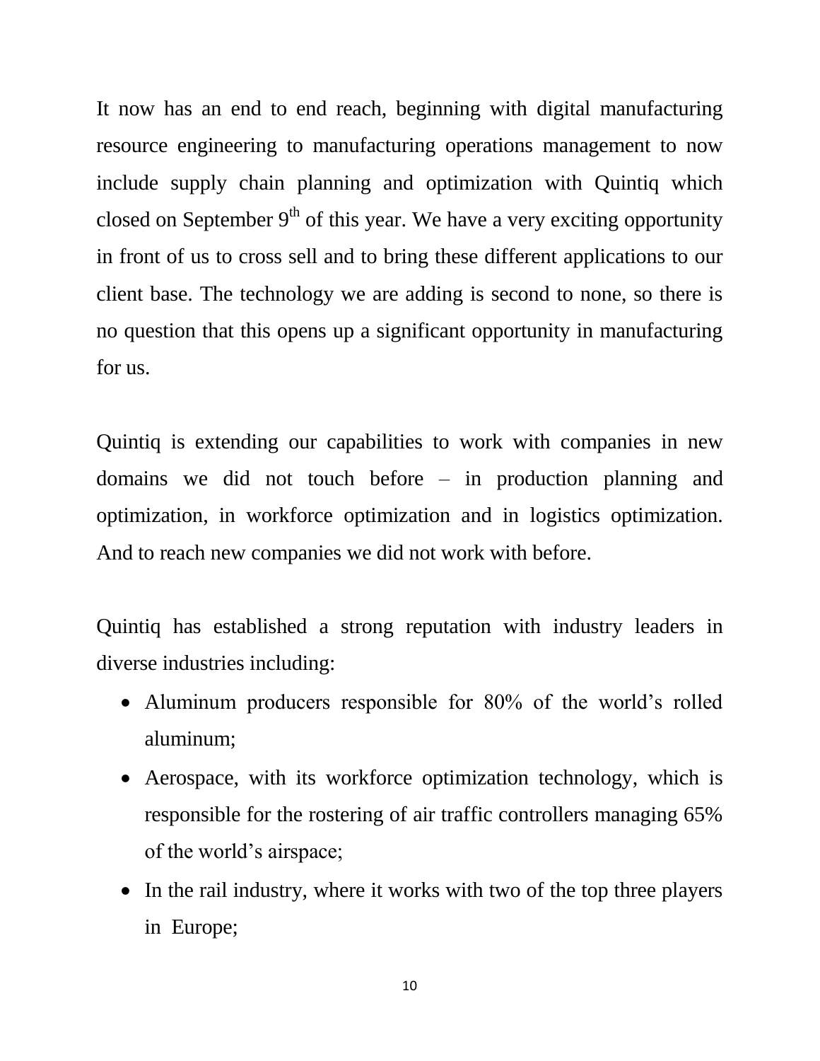It now has an end to end reach, beginning with digital manufacturing resource engineering to manufacturing operations management to now include supply chain planning and optimization with Quintiq which closed on September 9th of this year. We have a very exciting opportunity in front of us to cross sell and to bring these different applications to our client base. The technology we are adding is second to none, so there is no question that this opens up a significant opportunity in manufacturing for us.

Quintiq is extending our capabilities to work with companies in new domains we did not touch before – in production planning and optimization, in workforce optimization and in logistics optimization. And to reach new companies we did not work with before.

Quintiq has established a strong reputation with industry leaders in diverse industries including:

- Aluminum producers responsible for 80% of the world's rolled aluminum;
- Aerospace, with its workforce optimization technology, which is responsible for the rostering of air traffic controllers managing 65% of the world's airspace;
- In the rail industry, where it works with two of the top three players in Europe;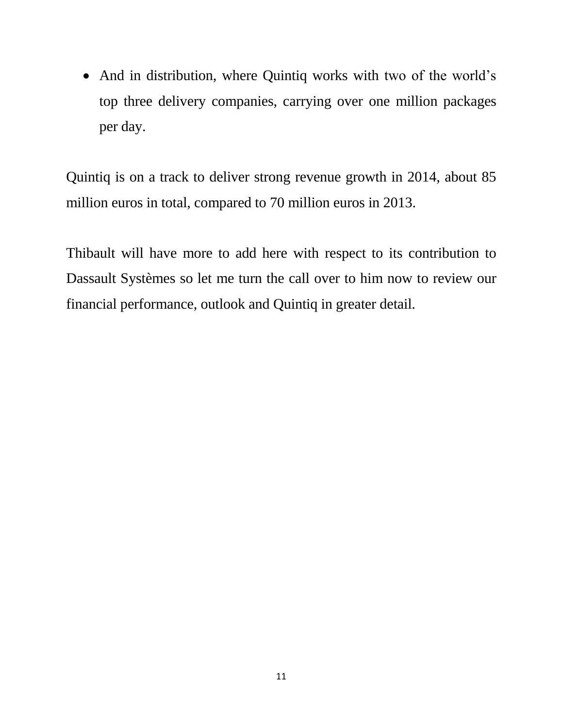- And in distribution, where Quintiq works with two of the world's top three delivery companies, carrying over one million packages per day.

Quintiq is on a track to deliver strong revenue growth in 2014, about 85 million euros in total, compared to 70 million euros in 2013.

Thibault will have more to add here with respect to its contribution to Dassault Systèmes so let me turn the call over to him now to review our financial performance, outlook and Quintiq in greater detail.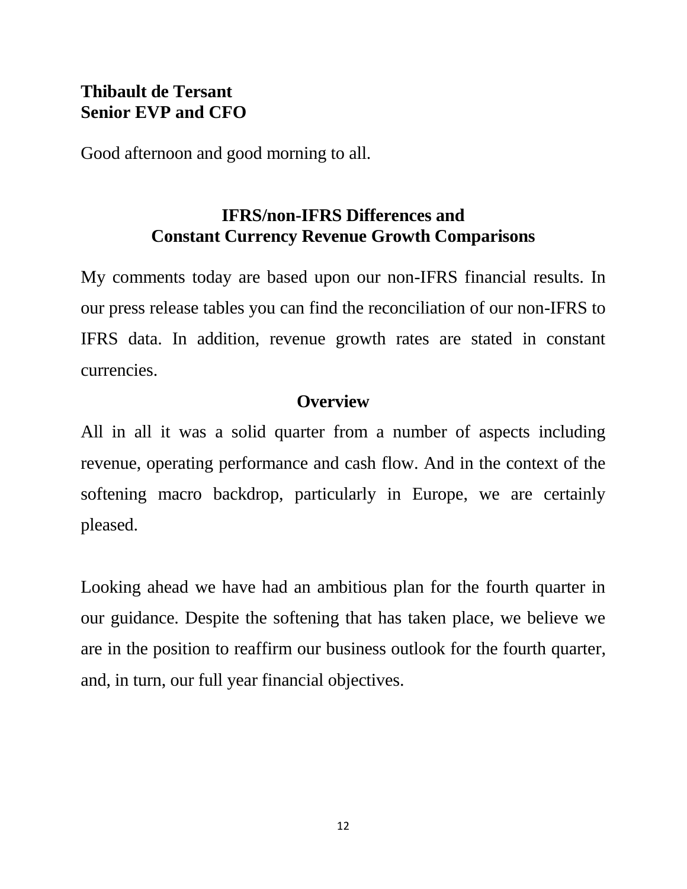**Thibault de Tersant**
**Senior EVP and CFO**

Good afternoon and good morning to all.

## IFRS/non-IFRS Differences and Constant Currency Revenue Growth Comparisons

My comments today are based upon our non-IFRS financial results. In our press release tables you can find the reconciliation of our non-IFRS to IFRS data. In addition, revenue growth rates are stated in constant currencies.

## Overview

All in all it was a solid quarter from a number of aspects including revenue, operating performance and cash flow. And in the context of the softening macro backdrop, particularly in Europe, we are certainly pleased.

Looking ahead we have had an ambitious plan for the fourth quarter in our guidance. Despite the softening that has taken place, we believe we are in the position to reaffirm our business outlook for the fourth quarter, and, in turn, our full year financial objectives.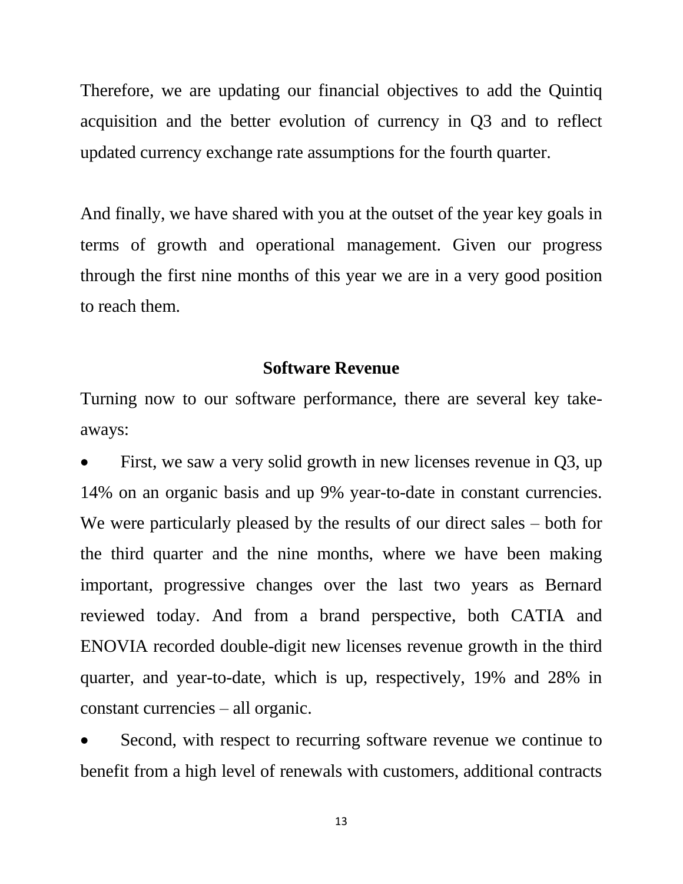Therefore, we are updating our financial objectives to add the Quintiq acquisition and the better evolution of currency in Q3 and to reflect updated currency exchange rate assumptions for the fourth quarter.

And finally, we have shared with you at the outset of the year key goals in terms of growth and operational management. Given our progress through the first nine months of this year we are in a very good position to reach them.

## Software Revenue

Turning now to our software performance, there are several key take-aways:

- First, we saw a very solid growth in new licenses revenue in Q3, up 14% on an organic basis and up 9% year-to-date in constant currencies. We were particularly pleased by the results of our direct sales – both for the third quarter and the nine months, where we have been making important, progressive changes over the last two years as Bernard reviewed today. And from a brand perspective, both CATIA and ENOVIA recorded double-digit new licenses revenue growth in the third quarter, and year-to-date, which is up, respectively, 19% and 28% in constant currencies – all organic.
- Second, with respect to recurring software revenue we continue to benefit from a high level of renewals with customers, additional contracts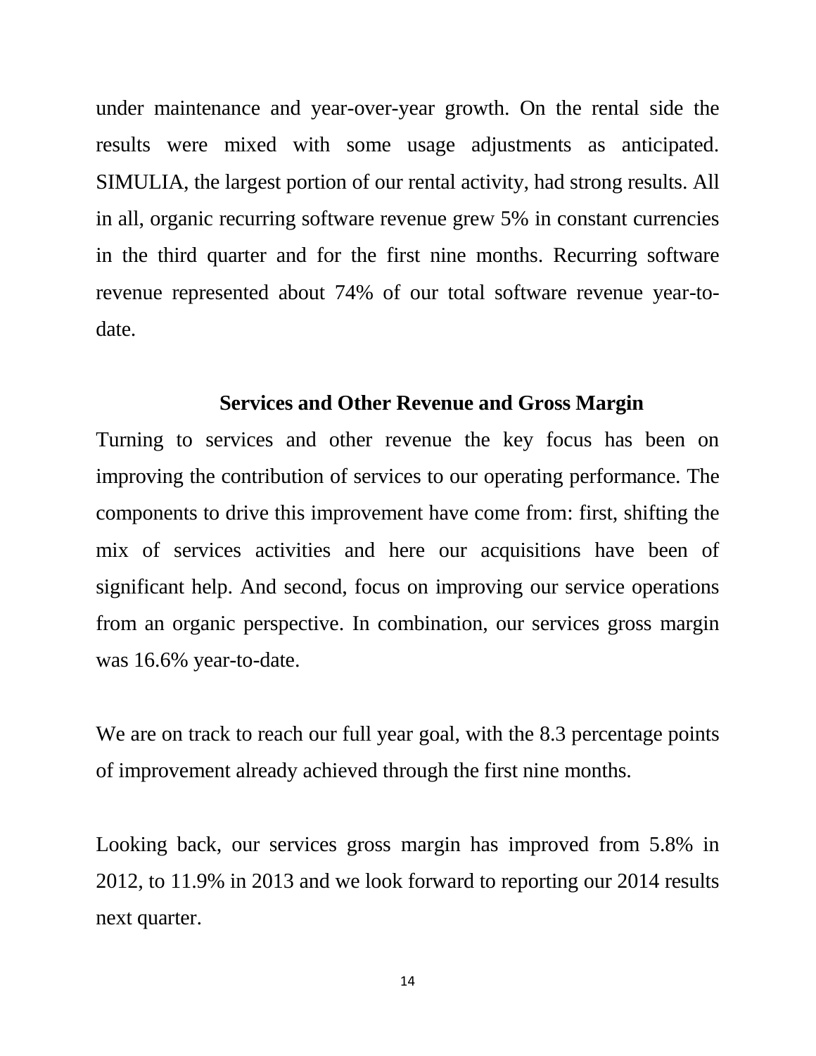under maintenance and year-over-year growth. On the rental side the results were mixed with some usage adjustments as anticipated. SIMULIA, the largest portion of our rental activity, had strong results. All in all, organic recurring software revenue grew 5% in constant currencies in the third quarter and for the first nine months. Recurring software revenue represented about 74% of our total software revenue year-to-date.

## Services and Other Revenue and Gross Margin

Turning to services and other revenue the key focus has been on improving the contribution of services to our operating performance. The components to drive this improvement have come from: first, shifting the mix of services activities and here our acquisitions have been of significant help. And second, focus on improving our service operations from an organic perspective. In combination, our services gross margin was 16.6% year-to-date.

We are on track to reach our full year goal, with the 8.3 percentage points of improvement already achieved through the first nine months.

Looking back, our services gross margin has improved from 5.8% in 2012, to 11.9% in 2013 and we look forward to reporting our 2014 results next quarter.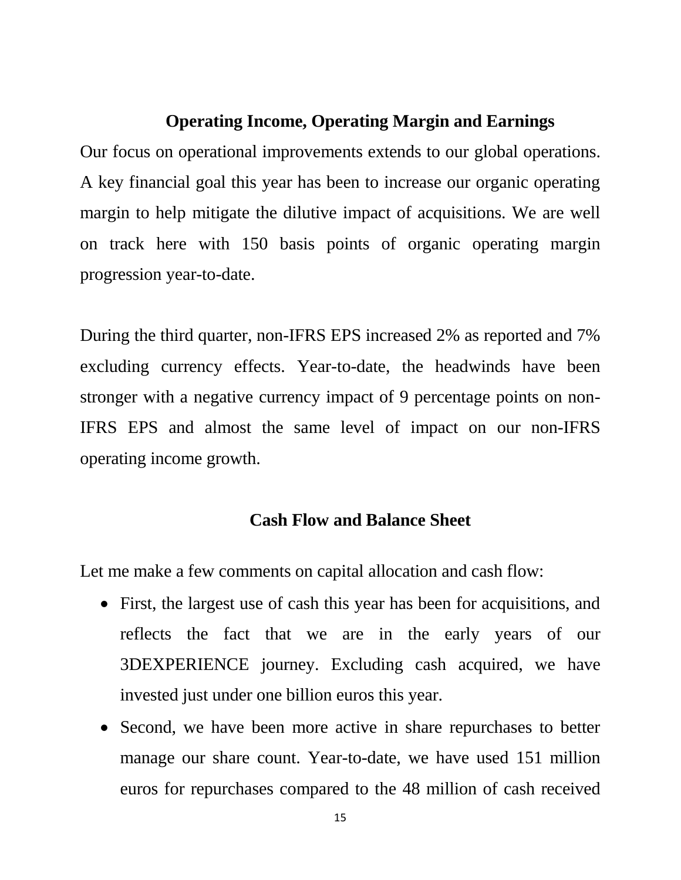## Operating Income, Operating Margin and Earnings

Our focus on operational improvements extends to our global operations. A key financial goal this year has been to increase our organic operating margin to help mitigate the dilutive impact of acquisitions. We are well on track here with 150 basis points of organic operating margin progression year-to-date.

During the third quarter, non-IFRS EPS increased 2% as reported and 7% excluding currency effects. Year-to-date, the headwinds have been stronger with a negative currency impact of 9 percentage points on non-IFRS EPS and almost the same level of impact on our non-IFRS operating income growth.

## Cash Flow and Balance Sheet

Let me make a few comments on capital allocation and cash flow:

- First, the largest use of cash this year has been for acquisitions, and reflects the fact that we are in the early years of our 3DEXPERIENCE journey. Excluding cash acquired, we have invested just under one billion euros this year.
- Second, we have been more active in share repurchases to better manage our share count. Year-to-date, we have used 151 million euros for repurchases compared to the 48 million of cash received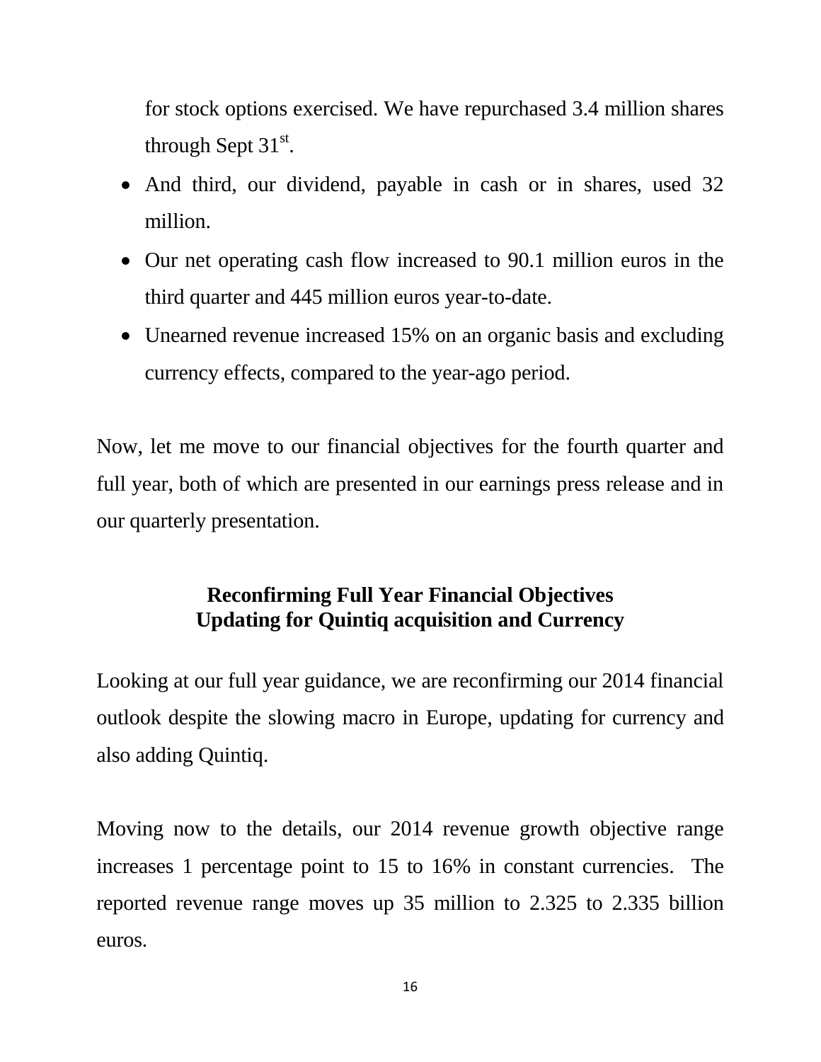for stock options exercised. We have repurchased 3.4 million shares through Sept 31st.

- And third, our dividend, payable in cash or in shares, used 32 million.
- Our net operating cash flow increased to 90.1 million euros in the third quarter and 445 million euros year-to-date.
- Unearned revenue increased 15% on an organic basis and excluding currency effects, compared to the year-ago period.

Now, let me move to our financial objectives for the fourth quarter and full year, both of which are presented in our earnings press release and in our quarterly presentation.

**Reconfirming Full Year Financial Objectives**
**Updating for Quintiq acquisition and Currency**

Looking at our full year guidance, we are reconfirming our 2014 financial outlook despite the slowing macro in Europe, updating for currency and also adding Quintiq.

Moving now to the details, our 2014 revenue growth objective range increases 1 percentage point to 15 to 16% in constant currencies. The reported revenue range moves up 35 million to 2.325 to 2.335 billion euros.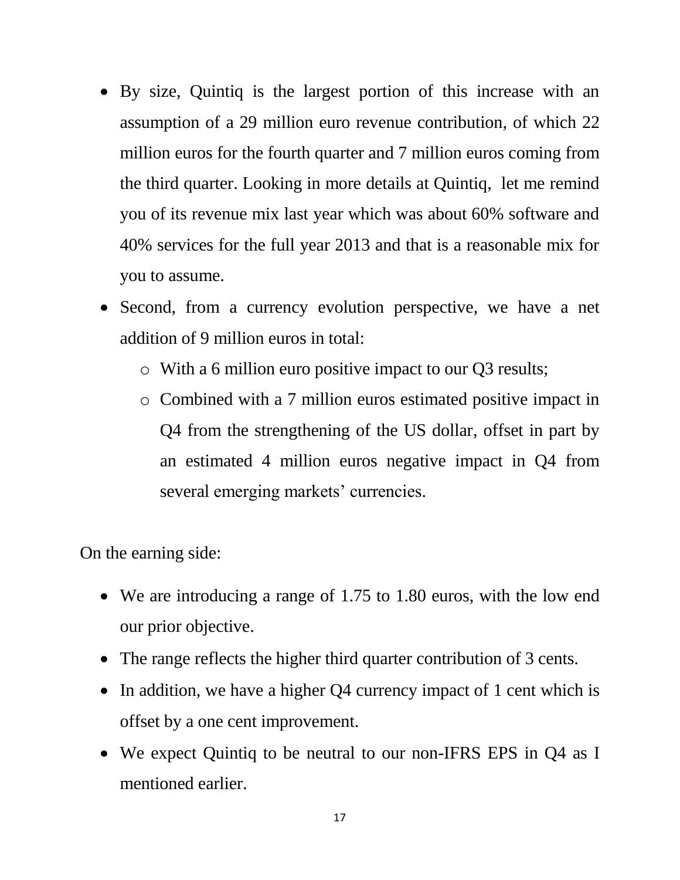- By size, Quintiq is the largest portion of this increase with an assumption of a 29 million euro revenue contribution, of which 22 million euros for the fourth quarter and 7 million euros coming from the third quarter. Looking in more details at Quintiq, let me remind you of its revenue mix last year which was about 60% software and 40% services for the full year 2013 and that is a reasonable mix for you to assume.
- Second, from a currency evolution perspective, we have a net addition of 9 million euros in total:
  - With a 6 million euro positive impact to our Q3 results;
  - Combined with a 7 million euros estimated positive impact in Q4 from the strengthening of the US dollar, offset in part by an estimated 4 million euros negative impact in Q4 from several emerging markets' currencies.

On the earning side:

- We are introducing a range of 1.75 to 1.80 euros, with the low end our prior objective.
- The range reflects the higher third quarter contribution of 3 cents.
- In addition, we have a higher Q4 currency impact of 1 cent which is offset by a one cent improvement.
- We expect Quintiq to be neutral to our non-IFRS EPS in Q4 as I mentioned earlier.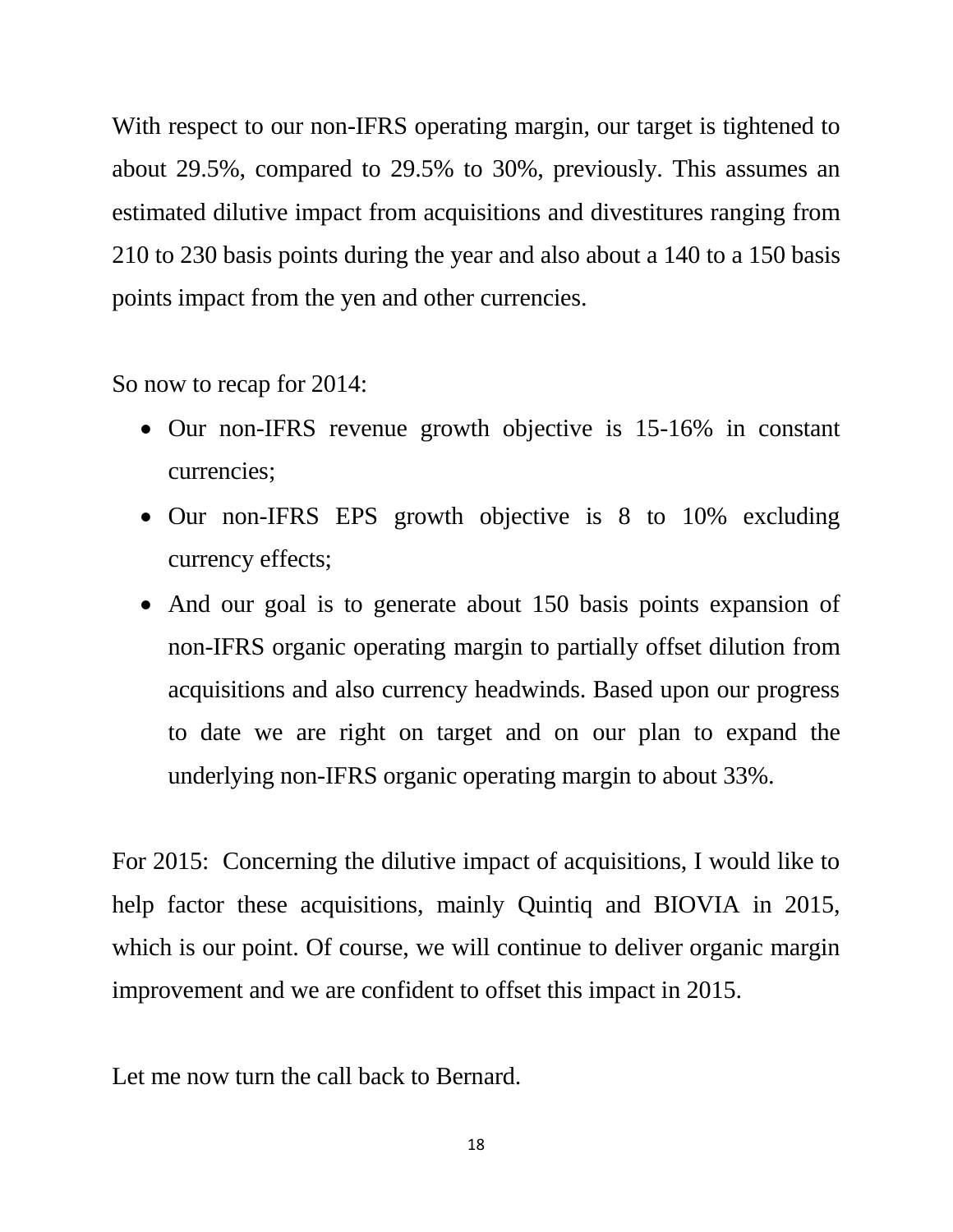With respect to our non-IFRS operating margin, our target is tightened to about 29.5%, compared to 29.5% to 30%, previously. This assumes an estimated dilutive impact from acquisitions and divestitures ranging from 210 to 230 basis points during the year and also about a 140 to a 150 basis points impact from the yen and other currencies.

So now to recap for 2014:

- Our non-IFRS revenue growth objective is 15-16% in constant currencies;
- Our non-IFRS EPS growth objective is 8 to 10% excluding currency effects;
- And our goal is to generate about 150 basis points expansion of non-IFRS organic operating margin to partially offset dilution from acquisitions and also currency headwinds. Based upon our progress to date we are right on target and on our plan to expand the underlying non-IFRS organic operating margin to about 33%.

For 2015: Concerning the dilutive impact of acquisitions, I would like to help factor these acquisitions, mainly Quintiq and BIOVIA in 2015, which is our point. Of course, we will continue to deliver organic margin improvement and we are confident to offset this impact in 2015.

Let me now turn the call back to Bernard.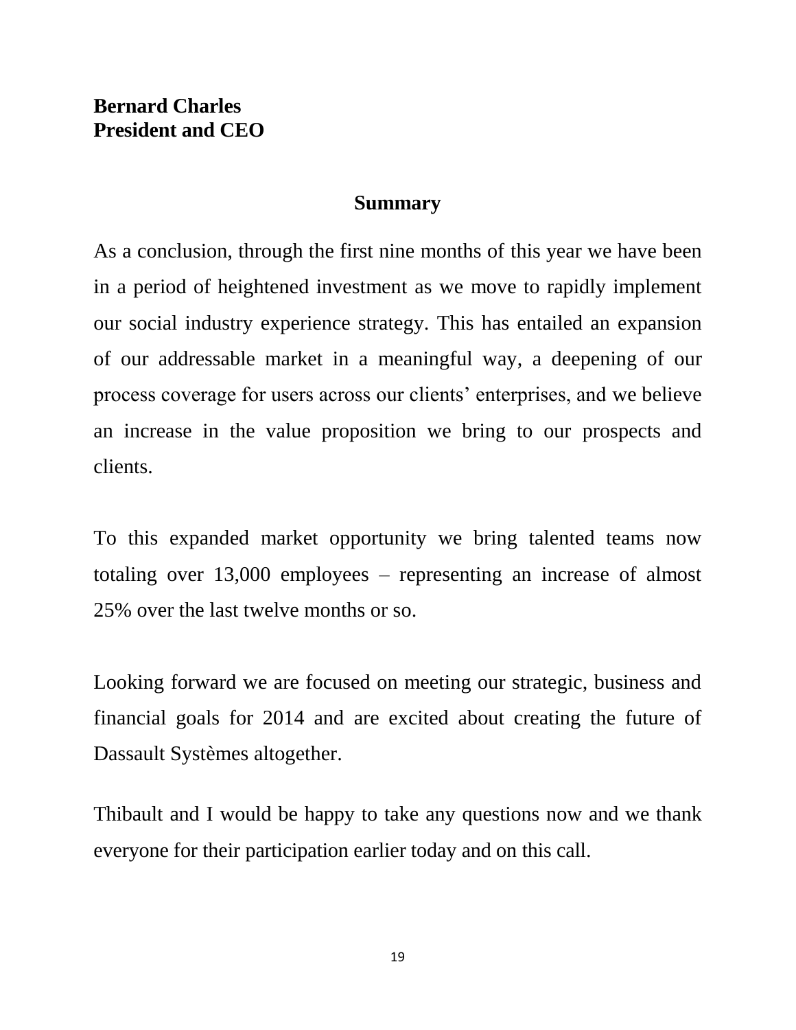**Bernard Charles**
**President and CEO**

## Summary

As a conclusion, through the first nine months of this year we have been in a period of heightened investment as we move to rapidly implement our social industry experience strategy. This has entailed an expansion of our addressable market in a meaningful way, a deepening of our process coverage for users across our clients' enterprises, and we believe an increase in the value proposition we bring to our prospects and clients.

To this expanded market opportunity we bring talented teams now totaling over 13,000 employees – representing an increase of almost 25% over the last twelve months or so.

Looking forward we are focused on meeting our strategic, business and financial goals for 2014 and are excited about creating the future of Dassault Systèmes altogether.

Thibault and I would be happy to take any questions now and we thank everyone for their participation earlier today and on this call.